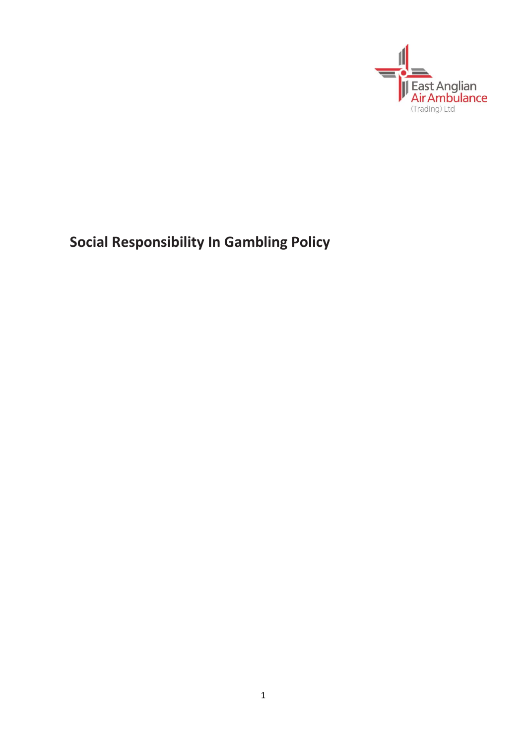East Anglian Air Ambulance (Trading) Ltd

# Social Responsibility In Gambling Policy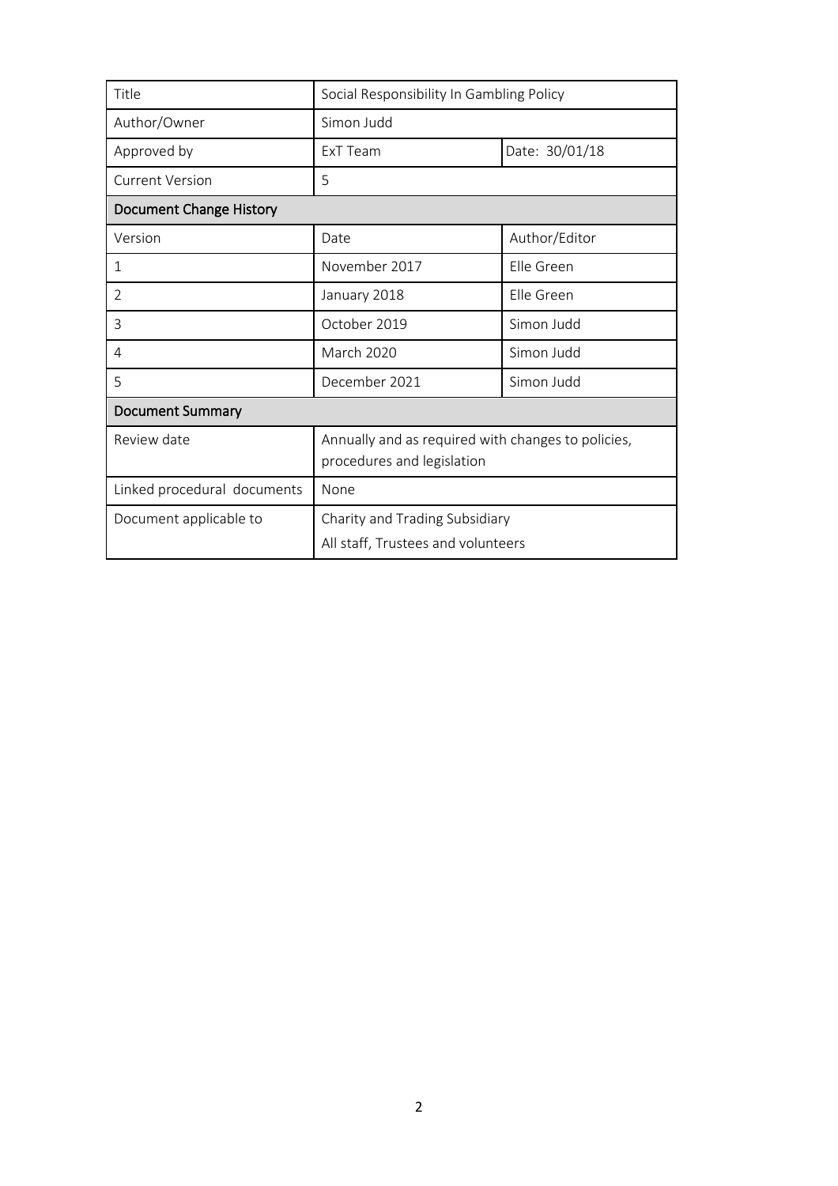| Title | Social Responsibility In Gambling Policy | |
| --- | --- | --- |
| Author/Owner | Simon Judd | |
| Approved by | ExT Team | Date: 30/01/18 |
| Current Version | 5 | |
| **Document Change History** | | |
| Version | Date | Author/Editor |
| 1 | November 2017 | Elle Green |
| 2 | January 2018 | Elle Green |
| 3 | October 2019 | Simon Judd |
| 4 | March 2020 | Simon Judd |
| 5 | December 2021 | Simon Judd |
| **Document Summary** | | |
| Review date | Annually and as required with changes to policies, procedures and legislation | |
| Linked procedural documents | None | |
| Document applicable to | Charity and Trading Subsidiary<br>All staff, Trustees and volunteers | |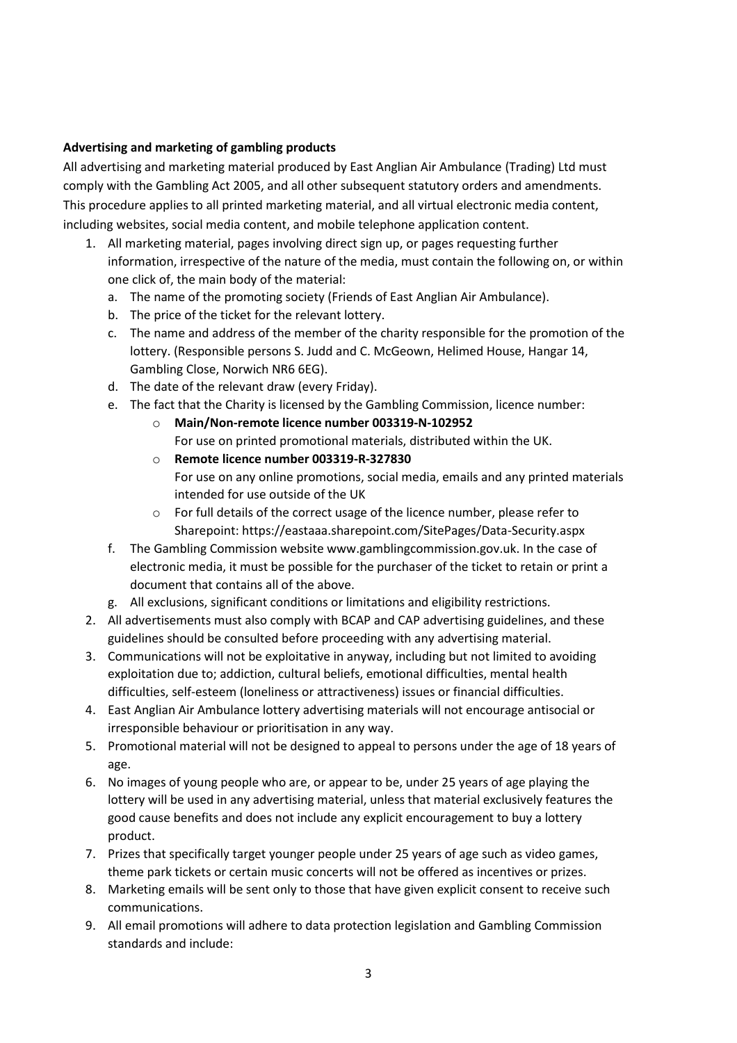**Advertising and marketing of gambling products**

All advertising and marketing material produced by East Anglian Air Ambulance (Trading) Ltd must comply with the Gambling Act 2005, and all other subsequent statutory orders and amendments. This procedure applies to all printed marketing material, and all virtual electronic media content, including websites, social media content, and mobile telephone application content.

1. All marketing material, pages involving direct sign up, or pages requesting further information, irrespective of the nature of the media, must contain the following on, or within one click of, the main body of the material:
   a. The name of the promoting society (Friends of East Anglian Air Ambulance).
   b. The price of the ticket for the relevant lottery.
   c. The name and address of the member of the charity responsible for the promotion of the lottery. (Responsible persons S. Judd and C. McGeown, Helimed House, Hangar 14, Gambling Close, Norwich NR6 6EG).
   d. The date of the relevant draw (every Friday).
   e. The fact that the Charity is licensed by the Gambling Commission, licence number:
      - **Main/Non-remote licence number 003319-N-102952**
        For use on printed promotional materials, distributed within the UK.
      - **Remote licence number 003319-R-327830**
        For use on any online promotions, social media, emails and any printed materials intended for use outside of the UK
      - For full details of the correct usage of the licence number, please refer to Sharepoint: https://eastaaa.sharepoint.com/SitePages/Data-Security.aspx
   f. The Gambling Commission website www.gamblingcommission.gov.uk. In the case of electronic media, it must be possible for the purchaser of the ticket to retain or print a document that contains all of the above.
   g. All exclusions, significant conditions or limitations and eligibility restrictions.
2. All advertisements must also comply with BCAP and CAP advertising guidelines, and these guidelines should be consulted before proceeding with any advertising material.
3. Communications will not be exploitative in anyway, including but not limited to avoiding exploitation due to; addiction, cultural beliefs, emotional difficulties, mental health difficulties, self-esteem (loneliness or attractiveness) issues or financial difficulties.
4. East Anglian Air Ambulance lottery advertising materials will not encourage antisocial or irresponsible behaviour or prioritisation in any way.
5. Promotional material will not be designed to appeal to persons under the age of 18 years of age.
6. No images of young people who are, or appear to be, under 25 years of age playing the lottery will be used in any advertising material, unless that material exclusively features the good cause benefits and does not include any explicit encouragement to buy a lottery product.
7. Prizes that specifically target younger people under 25 years of age such as video games, theme park tickets or certain music concerts will not be offered as incentives or prizes.
8. Marketing emails will be sent only to those that have given explicit consent to receive such communications.
9. All email promotions will adhere to data protection legislation and Gambling Commission standards and include: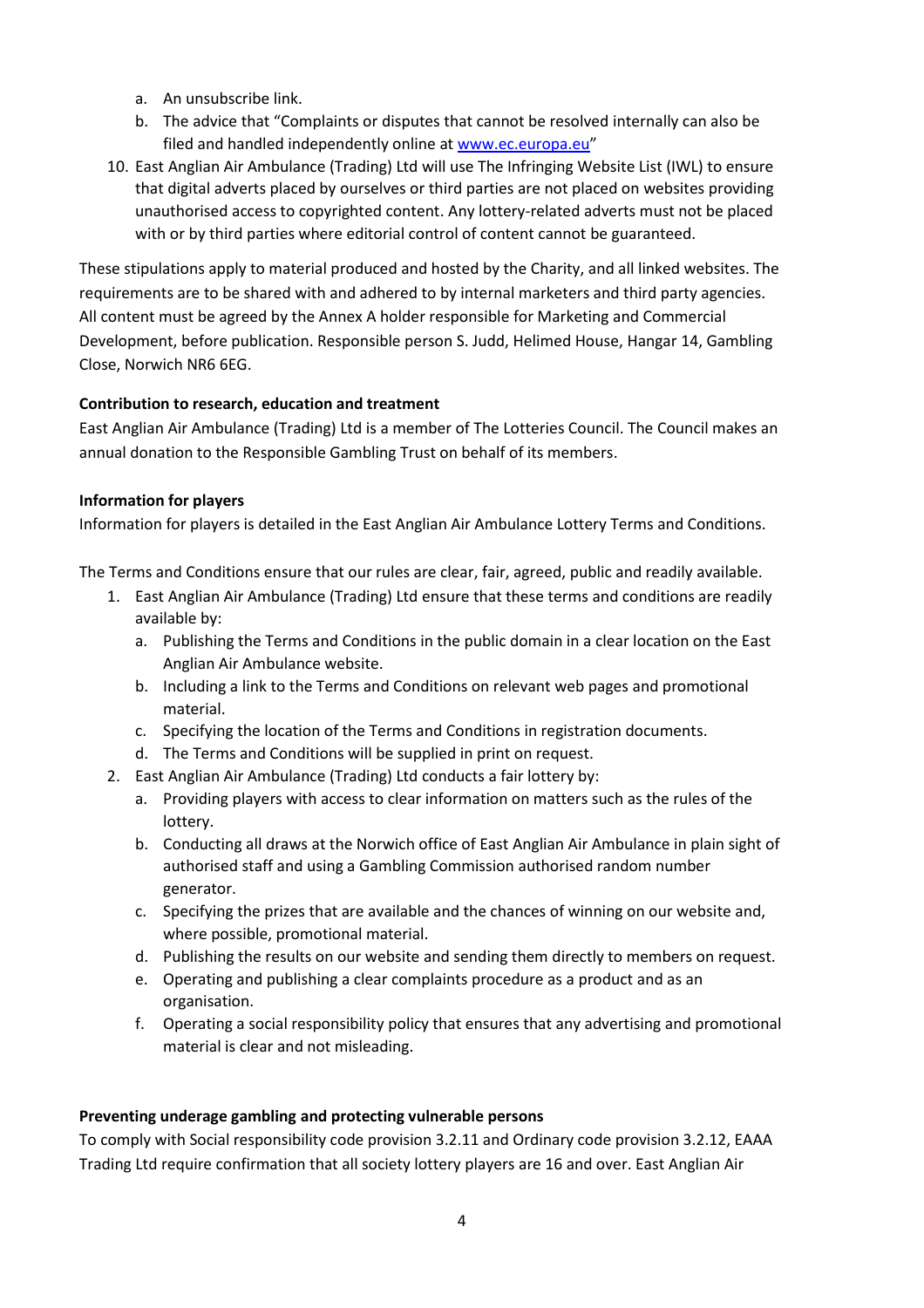a. An unsubscribe link.
   b. The advice that "Complaints or disputes that cannot be resolved internally can also be filed and handled independently online at [www.ec.europa.eu](http://www.ec.europa.eu)"

10. East Anglian Air Ambulance (Trading) Ltd will use The Infringing Website List (IWL) to ensure that digital adverts placed by ourselves or third parties are not placed on websites providing unauthorised access to copyrighted content. Any lottery-related adverts must not be placed with or by third parties where editorial control of content cannot be guaranteed.

These stipulations apply to material produced and hosted by the Charity, and all linked websites. The requirements are to be shared with and adhered to by internal marketers and third party agencies. All content must be agreed by the Annex A holder responsible for Marketing and Commercial Development, before publication. Responsible person S. Judd, Helimed House, Hangar 14, Gambling Close, Norwich NR6 6EG.

**Contribution to research, education and treatment**

East Anglian Air Ambulance (Trading) Ltd is a member of The Lotteries Council. The Council makes an annual donation to the Responsible Gambling Trust on behalf of its members.

**Information for players**

Information for players is detailed in the East Anglian Air Ambulance Lottery Terms and Conditions.

The Terms and Conditions ensure that our rules are clear, fair, agreed, public and readily available.

1. East Anglian Air Ambulance (Trading) Ltd ensure that these terms and conditions are readily available by:
   a. Publishing the Terms and Conditions in the public domain in a clear location on the East Anglian Air Ambulance website.
   b. Including a link to the Terms and Conditions on relevant web pages and promotional material.
   c. Specifying the location of the Terms and Conditions in registration documents.
   d. The Terms and Conditions will be supplied in print on request.
2. East Anglian Air Ambulance (Trading) Ltd conducts a fair lottery by:
   a. Providing players with access to clear information on matters such as the rules of the lottery.
   b. Conducting all draws at the Norwich office of East Anglian Air Ambulance in plain sight of authorised staff and using a Gambling Commission authorised random number generator.
   c. Specifying the prizes that are available and the chances of winning on our website and, where possible, promotional material.
   d. Publishing the results on our website and sending them directly to members on request.
   e. Operating and publishing a clear complaints procedure as a product and as an organisation.
   f. Operating a social responsibility policy that ensures that any advertising and promotional material is clear and not misleading.

**Preventing underage gambling and protecting vulnerable persons**

To comply with Social responsibility code provision 3.2.11 and Ordinary code provision 3.2.12, EAAA Trading Ltd require confirmation that all society lottery players are 16 and over. East Anglian Air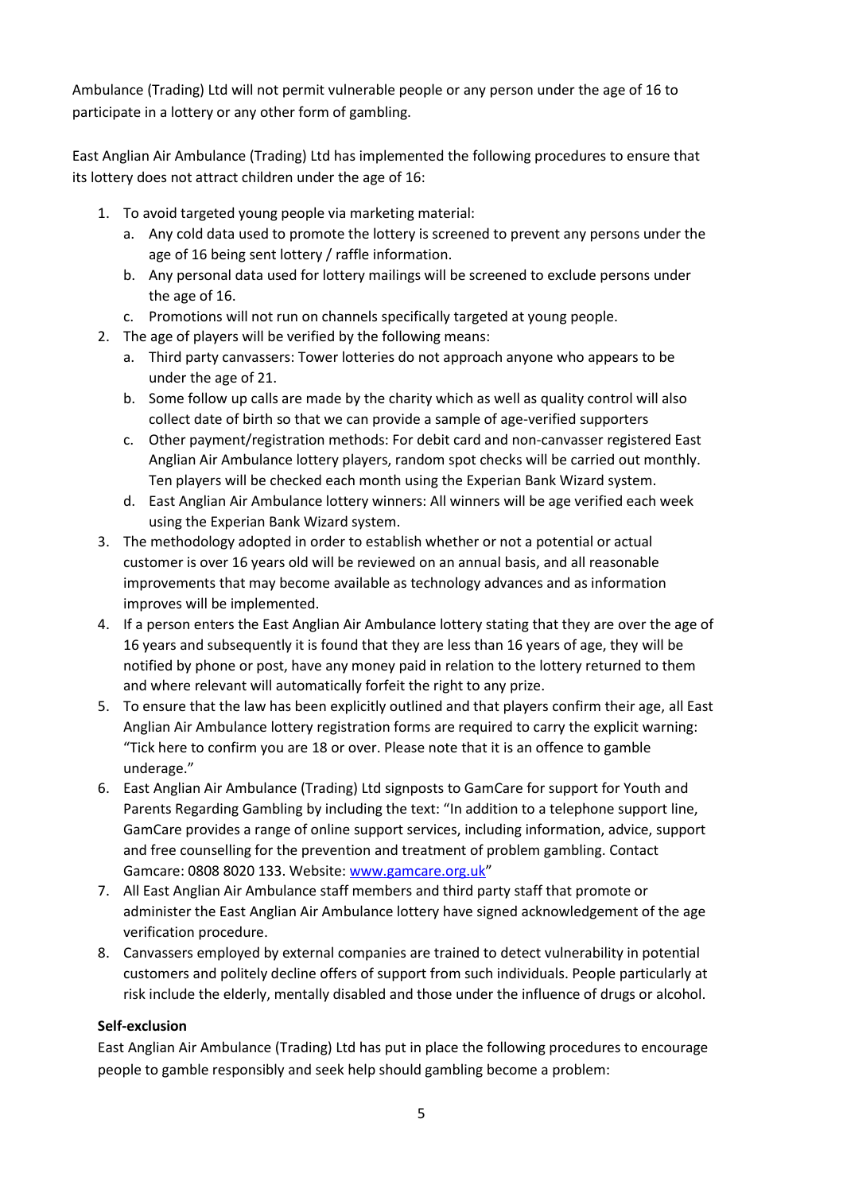Ambulance (Trading) Ltd will not permit vulnerable people or any person under the age of 16 to participate in a lottery or any other form of gambling.

East Anglian Air Ambulance (Trading) Ltd has implemented the following procedures to ensure that its lottery does not attract children under the age of 16:

1. To avoid targeted young people via marketing material:
   a. Any cold data used to promote the lottery is screened to prevent any persons under the age of 16 being sent lottery / raffle information.
   b. Any personal data used for lottery mailings will be screened to exclude persons under the age of 16.
   c. Promotions will not run on channels specifically targeted at young people.
2. The age of players will be verified by the following means:
   a. Third party canvassers: Tower lotteries do not approach anyone who appears to be under the age of 21.
   b. Some follow up calls are made by the charity which as well as quality control will also collect date of birth so that we can provide a sample of age-verified supporters
   c. Other payment/registration methods: For debit card and non-canvasser registered East Anglian Air Ambulance lottery players, random spot checks will be carried out monthly. Ten players will be checked each month using the Experian Bank Wizard system.
   d. East Anglian Air Ambulance lottery winners: All winners will be age verified each week using the Experian Bank Wizard system.
3. The methodology adopted in order to establish whether or not a potential or actual customer is over 16 years old will be reviewed on an annual basis, and all reasonable improvements that may become available as technology advances and as information improves will be implemented.
4. If a person enters the East Anglian Air Ambulance lottery stating that they are over the age of 16 years and subsequently it is found that they are less than 16 years of age, they will be notified by phone or post, have any money paid in relation to the lottery returned to them and where relevant will automatically forfeit the right to any prize.
5. To ensure that the law has been explicitly outlined and that players confirm their age, all East Anglian Air Ambulance lottery registration forms are required to carry the explicit warning: "Tick here to confirm you are 18 or over. Please note that it is an offence to gamble underage."
6. East Anglian Air Ambulance (Trading) Ltd signposts to GamCare for support for Youth and Parents Regarding Gambling by including the text: "In addition to a telephone support line, GamCare provides a range of online support services, including information, advice, support and free counselling for the prevention and treatment of problem gambling. Contact Gamcare: 0808 8020 133. Website: [www.gamcare.org.uk](www.gamcare.org.uk)"
7. All East Anglian Air Ambulance staff members and third party staff that promote or administer the East Anglian Air Ambulance lottery have signed acknowledgement of the age verification procedure.
8. Canvassers employed by external companies are trained to detect vulnerability in potential customers and politely decline offers of support from such individuals. People particularly at risk include the elderly, mentally disabled and those under the influence of drugs or alcohol.

**Self-exclusion**

East Anglian Air Ambulance (Trading) Ltd has put in place the following procedures to encourage people to gamble responsibly and seek help should gambling become a problem: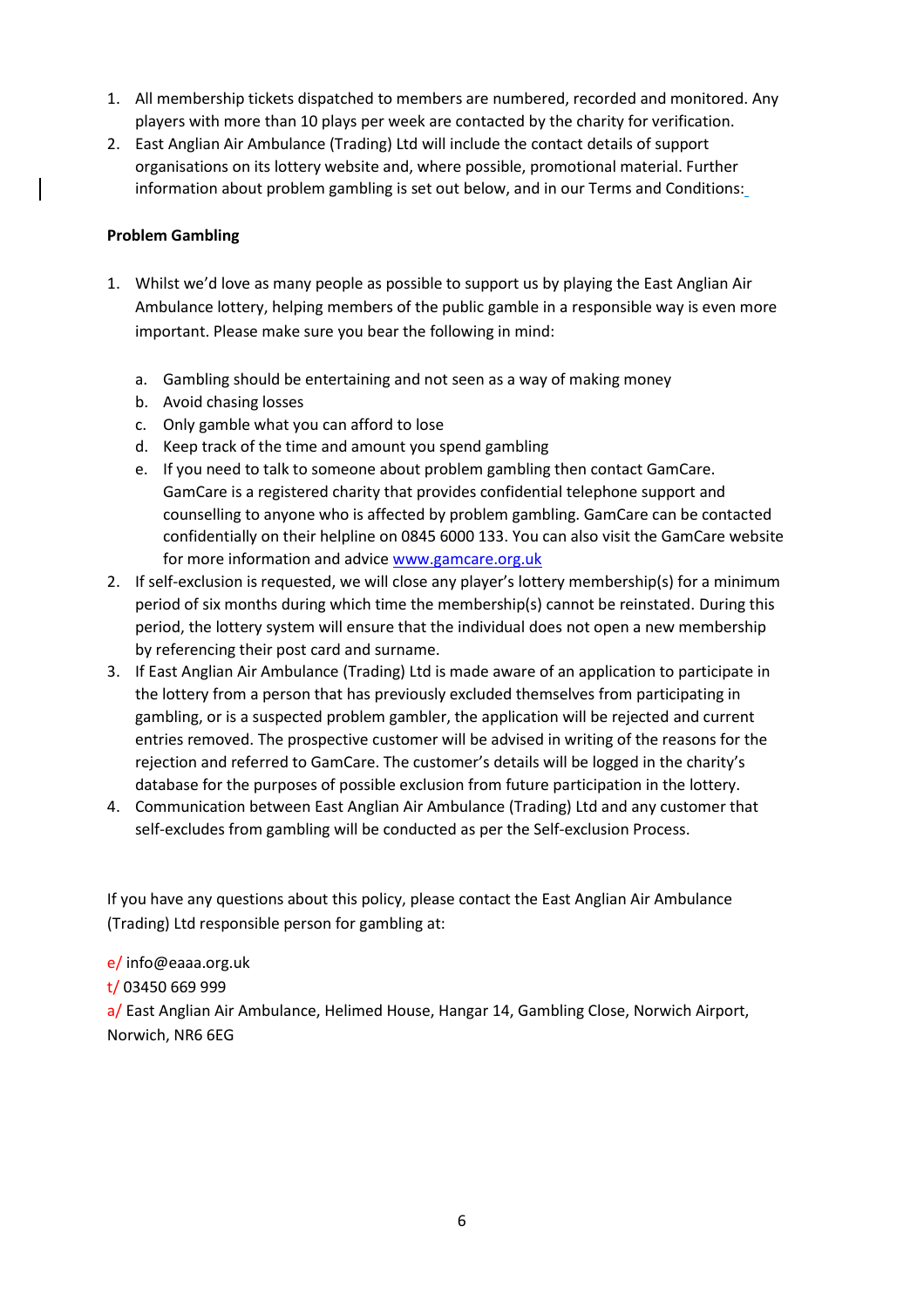1. All membership tickets dispatched to members are numbered, recorded and monitored. Any players with more than 10 plays per week are contacted by the charity for verification.
2. East Anglian Air Ambulance (Trading) Ltd will include the contact details of support organisations on its lottery website and, where possible, promotional material. Further information about problem gambling is set out below, and in our Terms and Conditions:

**Problem Gambling**

1. Whilst we'd love as many people as possible to support us by playing the East Anglian Air Ambulance lottery, helping members of the public gamble in a responsible way is even more important. Please make sure you bear the following in mind:

    a. Gambling should be entertaining and not seen as a way of making money
    b. Avoid chasing losses
    c. Only gamble what you can afford to lose
    d. Keep track of the time and amount you spend gambling
    e. If you need to talk to someone about problem gambling then contact GamCare. GamCare is a registered charity that provides confidential telephone support and counselling to anyone who is affected by problem gambling. GamCare can be contacted confidentially on their helpline on 0845 6000 133. You can also visit the GamCare website for more information and advice [www.gamcare.org.uk](www.gamcare.org.uk)

2. If self-exclusion is requested, we will close any player's lottery membership(s) for a minimum period of six months during which time the membership(s) cannot be reinstated. During this period, the lottery system will ensure that the individual does not open a new membership by referencing their post card and surname.
3. If East Anglian Air Ambulance (Trading) Ltd is made aware of an application to participate in the lottery from a person that has previously excluded themselves from participating in gambling, or is a suspected problem gambler, the application will be rejected and current entries removed. The prospective customer will be advised in writing of the reasons for the rejection and referred to GamCare. The customer's details will be logged in the charity's database for the purposes of possible exclusion from future participation in the lottery.
4. Communication between East Anglian Air Ambulance (Trading) Ltd and any customer that self-excludes from gambling will be conducted as per the Self-exclusion Process.

If you have any questions about this policy, please contact the East Anglian Air Ambulance (Trading) Ltd responsible person for gambling at:

e/ info@eaaa.org.uk
t/ 03450 669 999
a/ East Anglian Air Ambulance, Helimed House, Hangar 14, Gambling Close, Norwich Airport, Norwich, NR6 6EG